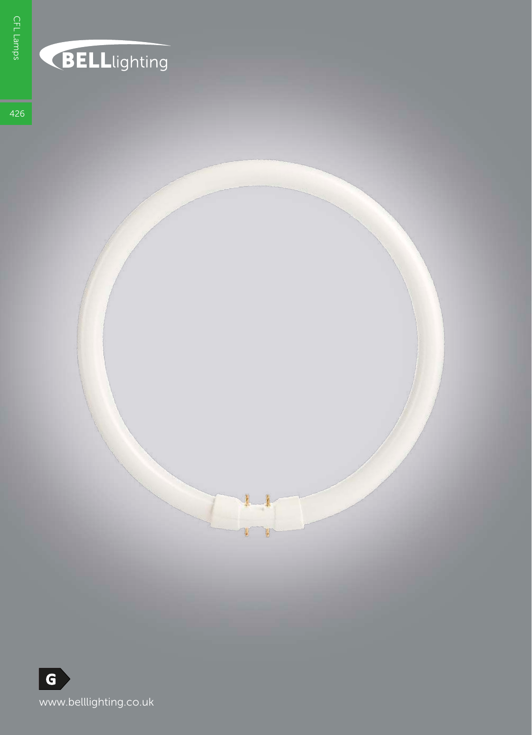BELLlighting

G

www.belllighting.co.uk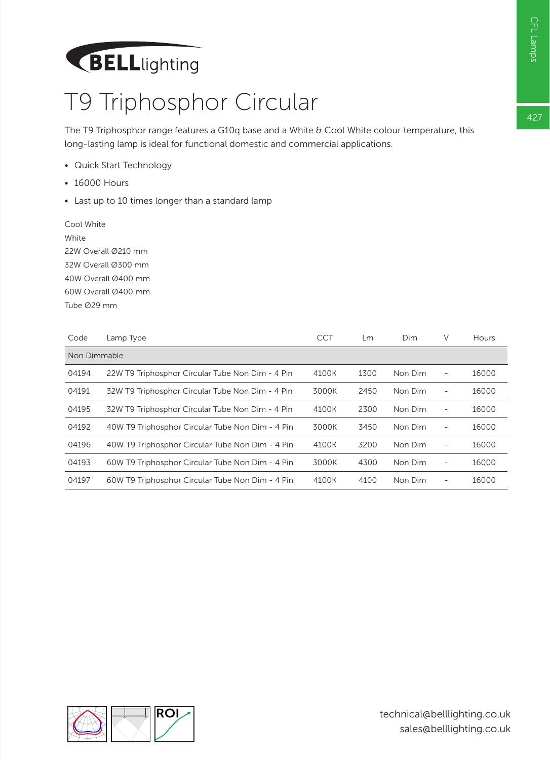# T9 Triphosphor Circular

The T9 Triphosphor range features a G10q base and a White & Cool White colour temperature, this long-lasting lamp is ideal for functional domestic and commercial applications.

- Quick Start Technology
- 16000 Hours
- Last up to 10 times longer than a standard lamp

Cool White
White
22W Overall Ø210 mm
32W Overall Ø300 mm
40W Overall Ø400 mm
60W Overall Ø400 mm
Tube Ø29 mm

| Code | Lamp Type | CCT | Lm | Dim | V | Hours |
|---|---|---|---|---|---|---|
| Non Dimmable | | | | | | |
| 04194 | 22W T9 Triphosphor Circular Tube Non Dim - 4 Pin | 4100K | 1300 | Non Dim | - | 16000 |
| 04191 | 32W T9 Triphosphor Circular Tube Non Dim - 4 Pin | 3000K | 2450 | Non Dim | - | 16000 |
| 04195 | 32W T9 Triphosphor Circular Tube Non Dim - 4 Pin | 4100K | 2300 | Non Dim | - | 16000 |
| 04192 | 40W T9 Triphosphor Circular Tube Non Dim - 4 Pin | 3000K | 3450 | Non Dim | - | 16000 |
| 04196 | 40W T9 Triphosphor Circular Tube Non Dim - 4 Pin | 4100K | 3200 | Non Dim | - | 16000 |
| 04193 | 60W T9 Triphosphor Circular Tube Non Dim - 4 Pin | 3000K | 4300 | Non Dim | - | 16000 |
| 04197 | 60W T9 Triphosphor Circular Tube Non Dim - 4 Pin | 4100K | 4100 | Non Dim | - | 16000 |

ROI

technical@belllighting.co.uk
sales@belllighting.co.uk